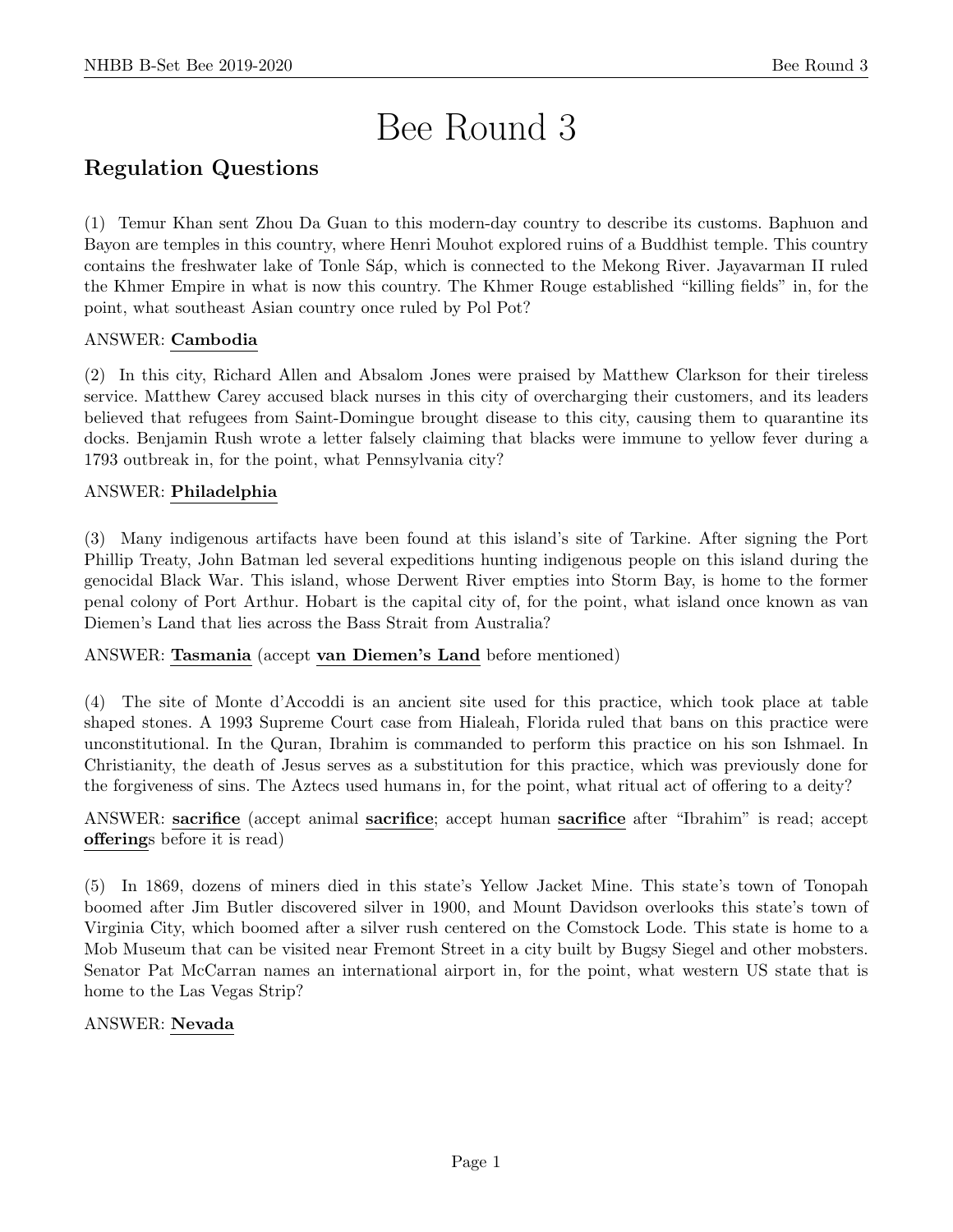# Bee Round 3

## Regulation Questions

(1) Temur Khan sent Zhou Da Guan to this modern-day country to describe its customs. Baphuon and Bayon are temples in this country, where Henri Mouhot explored ruins of a Buddhist temple. This country contains the freshwater lake of Tonle Sáp, which is connected to the Mekong River. Jayavarman II ruled the Khmer Empire in what is now this country. The Khmer Rouge established "killing fields" in, for the point, what southeast Asian country once ruled by Pol Pot?

ANSWER: **Cambodia**

(2) In this city, Richard Allen and Absalom Jones were praised by Matthew Clarkson for their tireless service. Matthew Carey accused black nurses in this city of overcharging their customers, and its leaders believed that refugees from Saint-Domingue brought disease to this city, causing them to quarantine its docks. Benjamin Rush wrote a letter falsely claiming that blacks were immune to yellow fever during a 1793 outbreak in, for the point, what Pennsylvania city?

ANSWER: **Philadelphia**

(3) Many indigenous artifacts have been found at this island's site of Tarkine. After signing the Port Phillip Treaty, John Batman led several expeditions hunting indigenous people on this island during the genocidal Black War. This island, whose Derwent River empties into Storm Bay, is home to the former penal colony of Port Arthur. Hobart is the capital city of, for the point, what island once known as van Diemen's Land that lies across the Bass Strait from Australia?

ANSWER: **Tasmania** (accept **van Diemen's Land** before mentioned)

(4) The site of Monte d'Accoddi is an ancient site used for this practice, which took place at table shaped stones. A 1993 Supreme Court case from Hialeah, Florida ruled that bans on this practice were unconstitutional. In the Quran, Ibrahim is commanded to perform this practice on his son Ishmael. In Christianity, the death of Jesus serves as a substitution for this practice, which was previously done for the forgiveness of sins. The Aztecs used humans in, for the point, what ritual act of offering to a deity?

ANSWER: **sacrifice** (accept animal **sacrifice**; accept human **sacrifice** after "Ibrahim" is read; accept **offering**s before it is read)

(5) In 1869, dozens of miners died in this state's Yellow Jacket Mine. This state's town of Tonopah boomed after Jim Butler discovered silver in 1900, and Mount Davidson overlooks this state's town of Virginia City, which boomed after a silver rush centered on the Comstock Lode. This state is home to a Mob Museum that can be visited near Fremont Street in a city built by Bugsy Siegel and other mobsters. Senator Pat McCarran names an international airport in, for the point, what western US state that is home to the Las Vegas Strip?

ANSWER: **Nevada**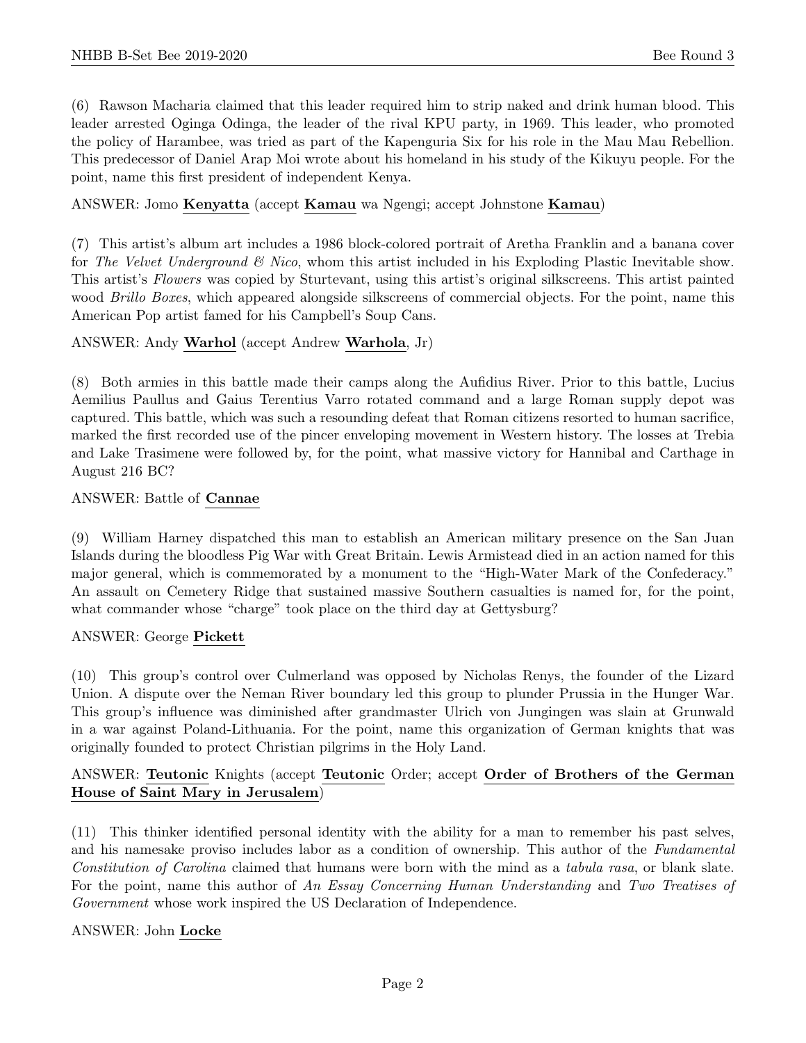(6) Rawson Macharia claimed that this leader required him to strip naked and drink human blood. This leader arrested Oginga Odinga, the leader of the rival KPU party, in 1969. This leader, who promoted the policy of Harambee, was tried as part of the Kapenguria Six for his role in the Mau Mau Rebellion. This predecessor of Daniel Arap Moi wrote about his homeland in his study of the Kikuyu people. For the point, name this first president of independent Kenya.

ANSWER: Jomo **Kenyatta** (accept **Kamau** wa Ngengi; accept Johnstone **Kamau**)

(7) This artist's album art includes a 1986 block-colored portrait of Aretha Franklin and a banana cover for *The Velvet Underground & Nico*, whom this artist included in his Exploding Plastic Inevitable show. This artist's *Flowers* was copied by Sturtevant, using this artist's original silkscreens. This artist painted wood *Brillo Boxes*, which appeared alongside silkscreens of commercial objects. For the point, name this American Pop artist famed for his Campbell's Soup Cans.

ANSWER: Andy **Warhol** (accept Andrew **Warhola**, Jr)

(8) Both armies in this battle made their camps along the Aufidius River. Prior to this battle, Lucius Aemilius Paullus and Gaius Terentius Varro rotated command and a large Roman supply depot was captured. This battle, which was such a resounding defeat that Roman citizens resorted to human sacrifice, marked the first recorded use of the pincer enveloping movement in Western history. The losses at Trebia and Lake Trasimene were followed by, for the point, what massive victory for Hannibal and Carthage in August 216 BC?

ANSWER: Battle of **Cannae**

(9) William Harney dispatched this man to establish an American military presence on the San Juan Islands during the bloodless Pig War with Great Britain. Lewis Armistead died in an action named for this major general, which is commemorated by a monument to the "High-Water Mark of the Confederacy." An assault on Cemetery Ridge that sustained massive Southern casualties is named for, for the point, what commander whose "charge" took place on the third day at Gettysburg?

ANSWER: George **Pickett**

(10) This group's control over Culmerland was opposed by Nicholas Renys, the founder of the Lizard Union. A dispute over the Neman River boundary led this group to plunder Prussia in the Hunger War. This group's influence was diminished after grandmaster Ulrich von Jungingen was slain at Grunwald in a war against Poland-Lithuania. For the point, name this organization of German knights that was originally founded to protect Christian pilgrims in the Holy Land.

ANSWER: **Teutonic** Knights (accept **Teutonic** Order; accept **Order of Brothers of the German House of Saint Mary in Jerusalem**)

(11) This thinker identified personal identity with the ability for a man to remember his past selves, and his namesake proviso includes labor as a condition of ownership. This author of the *Fundamental Constitution of Carolina* claimed that humans were born with the mind as a *tabula rasa*, or blank slate. For the point, name this author of *An Essay Concerning Human Understanding* and *Two Treatises of Government* whose work inspired the US Declaration of Independence.

ANSWER: John **Locke**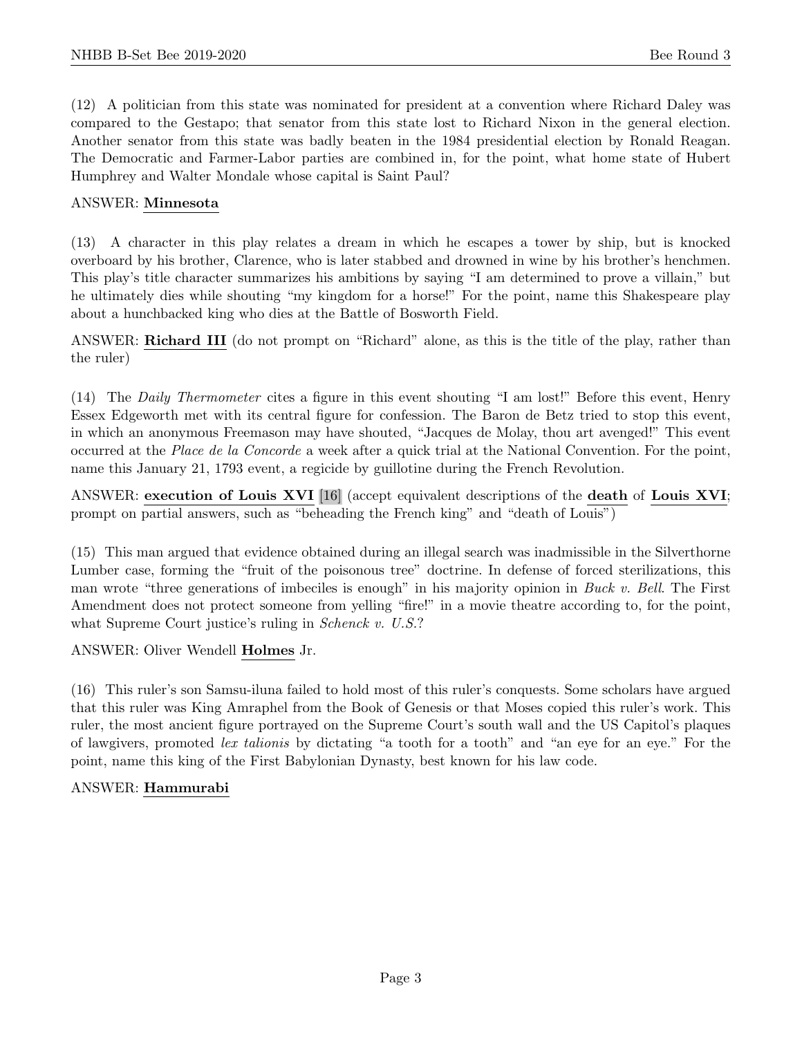(12) A politician from this state was nominated for president at a convention where Richard Daley was compared to the Gestapo; that senator from this state lost to Richard Nixon in the general election. Another senator from this state was badly beaten in the 1984 presidential election by Ronald Reagan. The Democratic and Farmer-Labor parties are combined in, for the point, what home state of Hubert Humphrey and Walter Mondale whose capital is Saint Paul?

ANSWER: **Minnesota**

(13) A character in this play relates a dream in which he escapes a tower by ship, but is knocked overboard by his brother, Clarence, who is later stabbed and drowned in wine by his brother's henchmen. This play's title character summarizes his ambitions by saying "I am determined to prove a villain," but he ultimately dies while shouting "my kingdom for a horse!" For the point, name this Shakespeare play about a hunchbacked king who dies at the Battle of Bosworth Field.

ANSWER: **Richard III** (do not prompt on "Richard" alone, as this is the title of the play, rather than the ruler)

(14) The *Daily Thermometer* cites a figure in this event shouting "I am lost!" Before this event, Henry Essex Edgeworth met with its central figure for confession. The Baron de Betz tried to stop this event, in which an anonymous Freemason may have shouted, "Jacques de Molay, thou art avenged!" This event occurred at the *Place de la Concorde* a week after a quick trial at the National Convention. For the point, name this January 21, 1793 event, a regicide by guillotine during the French Revolution.

ANSWER: **execution of Louis XVI** [16] (accept equivalent descriptions of the **death** of **Louis XVI**; prompt on partial answers, such as "beheading the French king" and "death of Louis")

(15) This man argued that evidence obtained during an illegal search was inadmissible in the Silverthorne Lumber case, forming the "fruit of the poisonous tree" doctrine. In defense of forced sterilizations, this man wrote "three generations of imbeciles is enough" in his majority opinion in *Buck v. Bell*. The First Amendment does not protect someone from yelling "fire!" in a movie theatre according to, for the point, what Supreme Court justice's ruling in *Schenck v. U.S.*?

ANSWER: Oliver Wendell **Holmes** Jr.

(16) This ruler's son Samsu-iluna failed to hold most of this ruler's conquests. Some scholars have argued that this ruler was King Amraphel from the Book of Genesis or that Moses copied this ruler's work. This ruler, the most ancient figure portrayed on the Supreme Court's south wall and the US Capitol's plaques of lawgivers, promoted *lex talionis* by dictating "a tooth for a tooth" and "an eye for an eye." For the point, name this king of the First Babylonian Dynasty, best known for his law code.

ANSWER: **Hammurabi**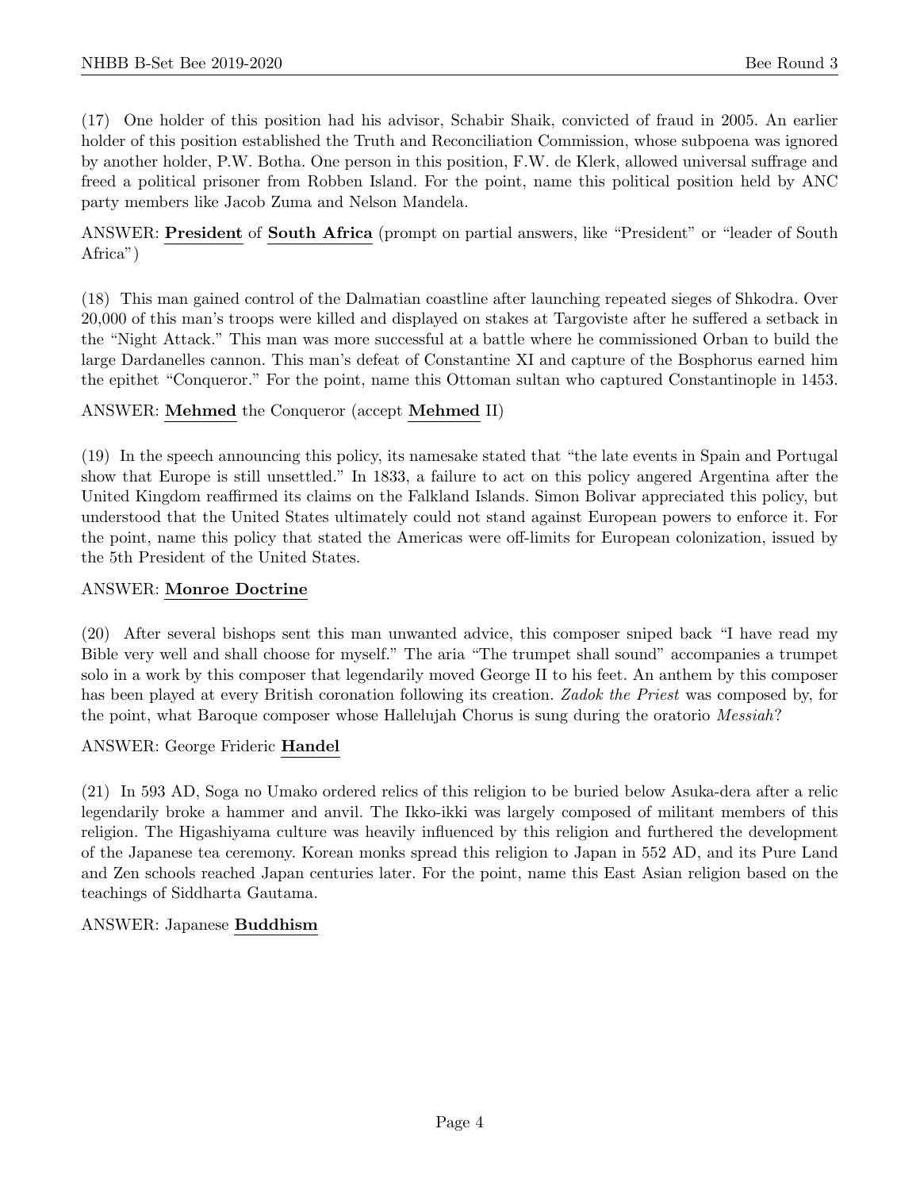(17) One holder of this position had his advisor, Schabir Shaik, convicted of fraud in 2005. An earlier holder of this position established the Truth and Reconciliation Commission, whose subpoena was ignored by another holder, P.W. Botha. One person in this position, F.W. de Klerk, allowed universal suffrage and freed a political prisoner from Robben Island. For the point, name this political position held by ANC party members like Jacob Zuma and Nelson Mandela.

ANSWER: **President** of **South Africa** (prompt on partial answers, like "President" or "leader of South Africa")

(18) This man gained control of the Dalmatian coastline after launching repeated sieges of Shkodra. Over 20,000 of this man's troops were killed and displayed on stakes at Targoviste after he suffered a setback in the "Night Attack." This man was more successful at a battle where he commissioned Orban to build the large Dardanelles cannon. This man's defeat of Constantine XI and capture of the Bosphorus earned him the epithet "Conqueror." For the point, name this Ottoman sultan who captured Constantinople in 1453.

ANSWER: **Mehmed** the Conqueror (accept **Mehmed** II)

(19) In the speech announcing this policy, its namesake stated that "the late events in Spain and Portugal show that Europe is still unsettled." In 1833, a failure to act on this policy angered Argentina after the United Kingdom reaffirmed its claims on the Falkland Islands. Simon Bolivar appreciated this policy, but understood that the United States ultimately could not stand against European powers to enforce it. For the point, name this policy that stated the Americas were off-limits for European colonization, issued by the 5th President of the United States.

ANSWER: **Monroe Doctrine**

(20) After several bishops sent this man unwanted advice, this composer sniped back "I have read my Bible very well and shall choose for myself." The aria "The trumpet shall sound" accompanies a trumpet solo in a work by this composer that legendarily moved George II to his feet. An anthem by this composer has been played at every British coronation following its creation. *Zadok the Priest* was composed by, for the point, what Baroque composer whose Hallelujah Chorus is sung during the oratorio *Messiah*?

ANSWER: George Frideric **Handel**

(21) In 593 AD, Soga no Umako ordered relics of this religion to be buried below Asuka-dera after a relic legendarily broke a hammer and anvil. The Ikko-ikki was largely composed of militant members of this religion. The Higashiyama culture was heavily influenced by this religion and furthered the development of the Japanese tea ceremony. Korean monks spread this religion to Japan in 552 AD, and its Pure Land and Zen schools reached Japan centuries later. For the point, name this East Asian religion based on the teachings of Siddharta Gautama.

ANSWER: Japanese **Buddhism**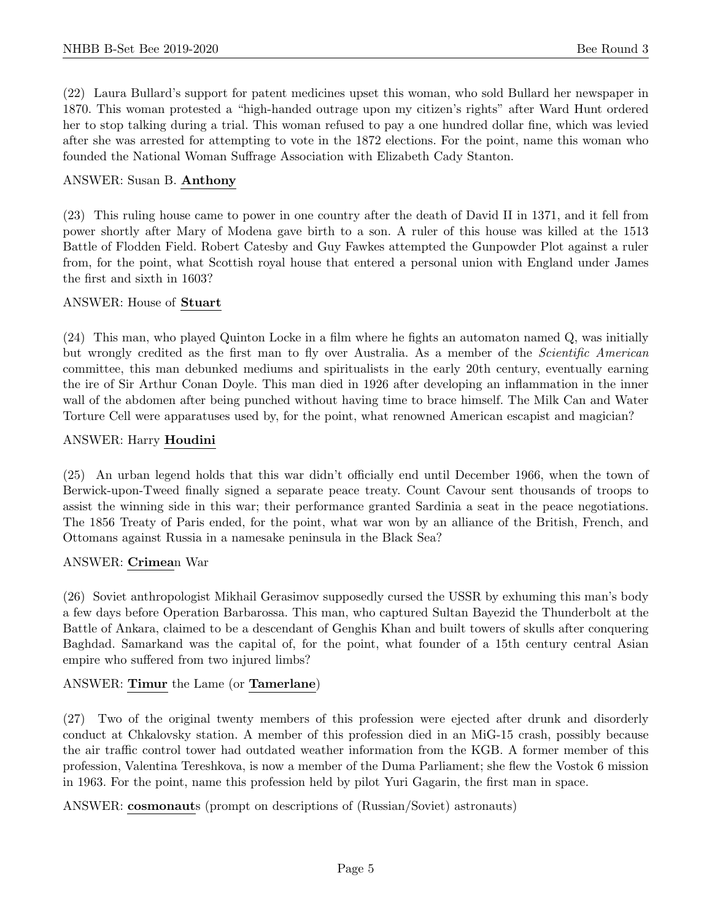(22) Laura Bullard's support for patent medicines upset this woman, who sold Bullard her newspaper in 1870. This woman protested a "high-handed outrage upon my citizen's rights" after Ward Hunt ordered her to stop talking during a trial. This woman refused to pay a one hundred dollar fine, which was levied after she was arrested for attempting to vote in the 1872 elections. For the point, name this woman who founded the National Woman Suffrage Association with Elizabeth Cady Stanton.

ANSWER: Susan B. **Anthony**

(23) This ruling house came to power in one country after the death of David II in 1371, and it fell from power shortly after Mary of Modena gave birth to a son. A ruler of this house was killed at the 1513 Battle of Flodden Field. Robert Catesby and Guy Fawkes attempted the Gunpowder Plot against a ruler from, for the point, what Scottish royal house that entered a personal union with England under James the first and sixth in 1603?

ANSWER: House of **Stuart**

(24) This man, who played Quinton Locke in a film where he fights an automaton named Q, was initially but wrongly credited as the first man to fly over Australia. As a member of the *Scientific American* committee, this man debunked mediums and spiritualists in the early 20th century, eventually earning the ire of Sir Arthur Conan Doyle. This man died in 1926 after developing an inflammation in the inner wall of the abdomen after being punched without having time to brace himself. The Milk Can and Water Torture Cell were apparatuses used by, for the point, what renowned American escapist and magician?

ANSWER: Harry **Houdini**

(25) An urban legend holds that this war didn't officially end until December 1966, when the town of Berwick-upon-Tweed finally signed a separate peace treaty. Count Cavour sent thousands of troops to assist the winning side in this war; their performance granted Sardinia a seat in the peace negotiations. The 1856 Treaty of Paris ended, for the point, what war won by an alliance of the British, French, and Ottomans against Russia in a namesake peninsula in the Black Sea?

ANSWER: **Crimea**n War

(26) Soviet anthropologist Mikhail Gerasimov supposedly cursed the USSR by exhuming this man's body a few days before Operation Barbarossa. This man, who captured Sultan Bayezid the Thunderbolt at the Battle of Ankara, claimed to be a descendant of Genghis Khan and built towers of skulls after conquering Baghdad. Samarkand was the capital of, for the point, what founder of a 15th century central Asian empire who suffered from two injured limbs?

ANSWER: **Timur** the Lame (or **Tamerlane**)

(27) Two of the original twenty members of this profession were ejected after drunk and disorderly conduct at Chkalovsky station. A member of this profession died in an MiG-15 crash, possibly because the air traffic control tower had outdated weather information from the KGB. A former member of this profession, Valentina Tereshkova, is now a member of the Duma Parliament; she flew the Vostok 6 mission in 1963. For the point, name this profession held by pilot Yuri Gagarin, the first man in space.

ANSWER: **cosmonaut**s (prompt on descriptions of (Russian/Soviet) astronauts)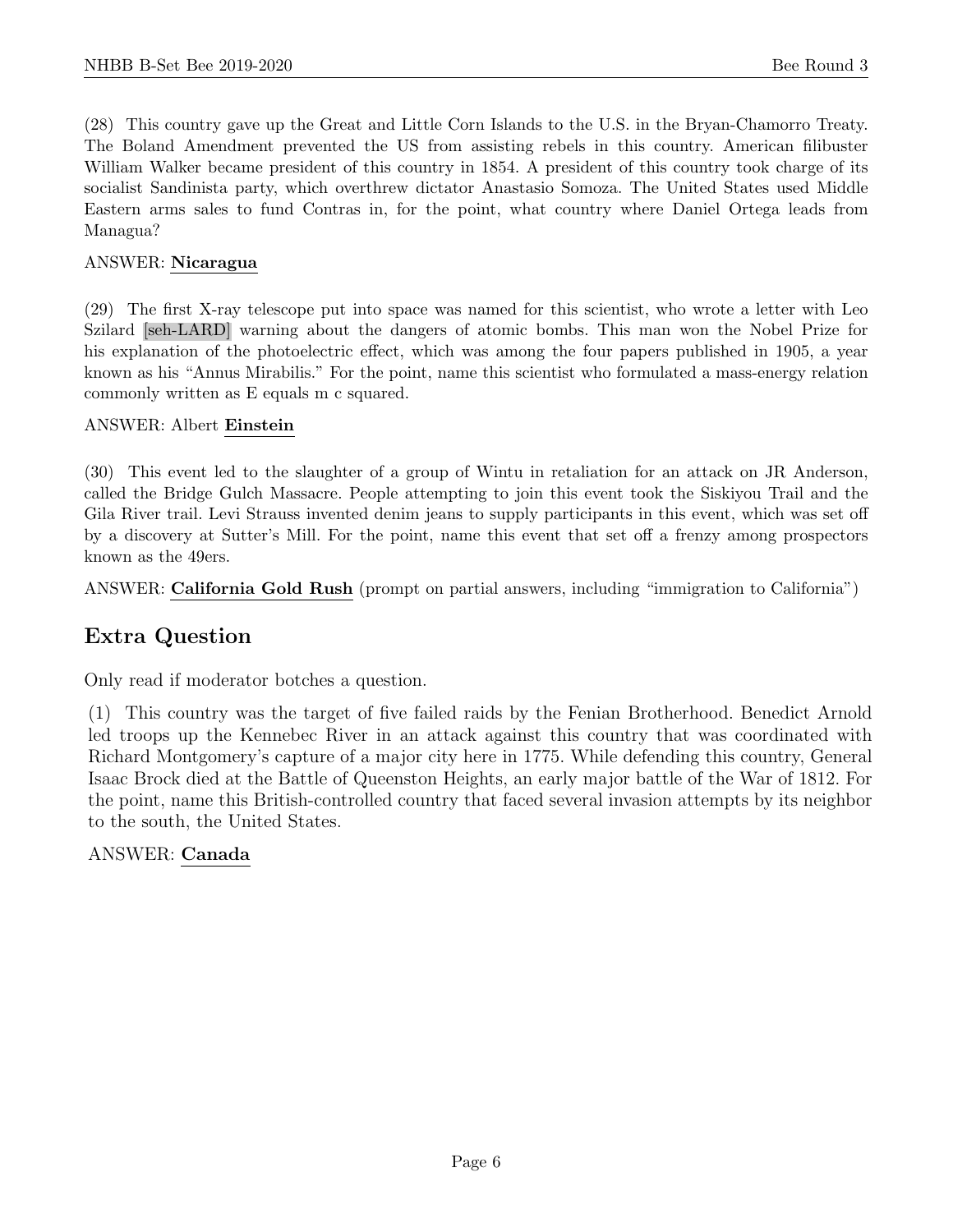(28) This country gave up the Great and Little Corn Islands to the U.S. in the Bryan-Chamorro Treaty. The Boland Amendment prevented the US from assisting rebels in this country. American filibuster William Walker became president of this country in 1854. A president of this country took charge of its socialist Sandinista party, which overthrew dictator Anastasio Somoza. The United States used Middle Eastern arms sales to fund Contras in, for the point, what country where Daniel Ortega leads from Managua?

ANSWER: **Nicaragua**

(29) The first X-ray telescope put into space was named for this scientist, who wrote a letter with Leo Szilard [seh-LARD] warning about the dangers of atomic bombs. This man won the Nobel Prize for his explanation of the photoelectric effect, which was among the four papers published in 1905, a year known as his "Annus Mirabilis." For the point, name this scientist who formulated a mass-energy relation commonly written as E equals m c squared.

ANSWER: Albert **Einstein**

(30) This event led to the slaughter of a group of Wintu in retaliation for an attack on JR Anderson, called the Bridge Gulch Massacre. People attempting to join this event took the Siskiyou Trail and the Gila River trail. Levi Strauss invented denim jeans to supply participants in this event, which was set off by a discovery at Sutter's Mill. For the point, name this event that set off a frenzy among prospectors known as the 49ers.

ANSWER: **California Gold Rush** (prompt on partial answers, including "immigration to California")

## Extra Question

Only read if moderator botches a question.

(1) This country was the target of five failed raids by the Fenian Brotherhood. Benedict Arnold led troops up the Kennebec River in an attack against this country that was coordinated with Richard Montgomery's capture of a major city here in 1775. While defending this country, General Isaac Brock died at the Battle of Queenston Heights, an early major battle of the War of 1812. For the point, name this British-controlled country that faced several invasion attempts by its neighbor to the south, the United States.

ANSWER: **Canada**